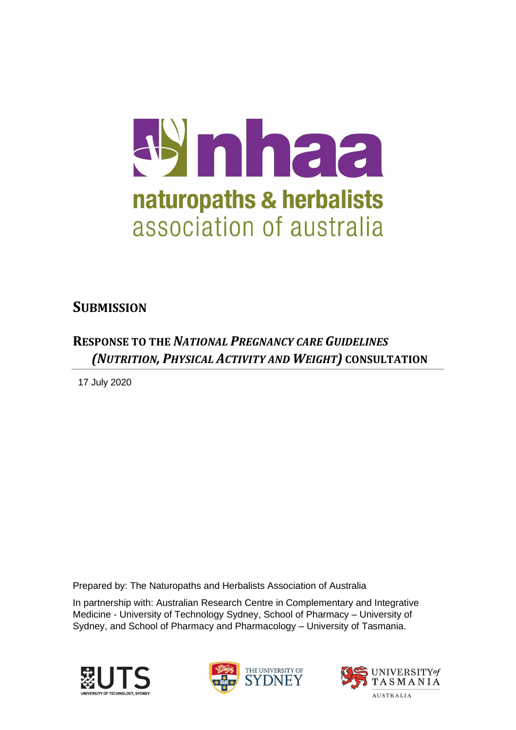nhaa

naturopaths & herbalists
association of australia

# SUBMISSION

## RESPONSE TO THE *NATIONAL PREGNANCY CARE GUIDELINES (NUTRITION, PHYSICAL ACTIVITY AND WEIGHT)* CONSULTATION

17 July 2020

Prepared by: The Naturopaths and Herbalists Association of Australia

In partnership with: Australian Research Centre in Complementary and Integrative Medicine - University of Technology Sydney, School of Pharmacy – University of Sydney, and School of Pharmacy and Pharmacology – University of Tasmania.

UTS UNIVERSITY OF TECHNOLOGY, SYDNEY

THE UNIVERSITY OF SYDNEY

UNIVERSITY of TASMANIA AUSTRALIA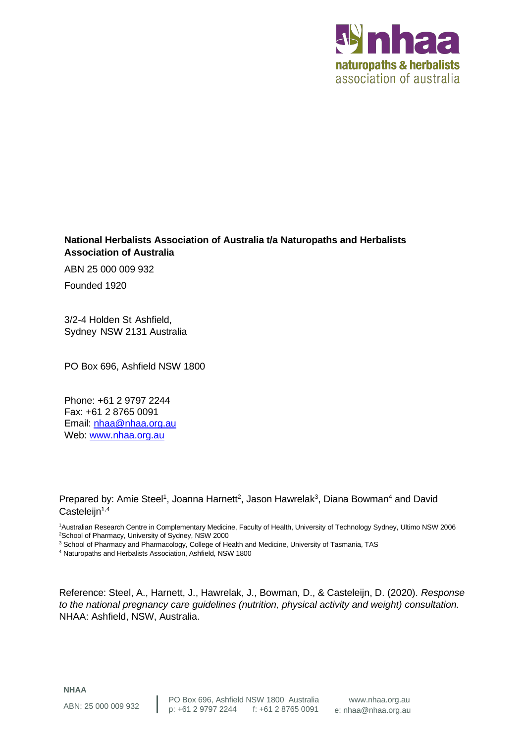**National Herbalists Association of Australia t/a Naturopaths and Herbalists Association of Australia**

ABN 25 000 009 932

Founded 1920

3/2-4 Holden St Ashfield,
Sydney NSW 2131 Australia

PO Box 696, Ashfield NSW 1800

Phone: +61 2 9797 2244
Fax: +61 2 8765 0091
Email: nhaa@nhaa.org.au
Web: www.nhaa.org.au

Prepared by: Amie Steel[1], Joanna Harnett[2], Jason Hawrelak[3], Diana Bowman[4] and David Casteleijn[1,4]

[1]Australian Research Centre in Complementary Medicine, Faculty of Health, University of Technology Sydney, Ultimo NSW 2006
[2]School of Pharmacy, University of Sydney, NSW 2000
[3] School of Pharmacy and Pharmacology, College of Health and Medicine, University of Tasmania, TAS
[4] Naturopaths and Herbalists Association, Ashfield, NSW 1800

Reference: Steel, A., Harnett, J., Hawrelak, J., Bowman, D., & Casteleijn, D. (2020). *Response to the national pregnancy care guidelines (nutrition, physical activity and weight) consultation.* NHAA: Ashfield, NSW, Australia.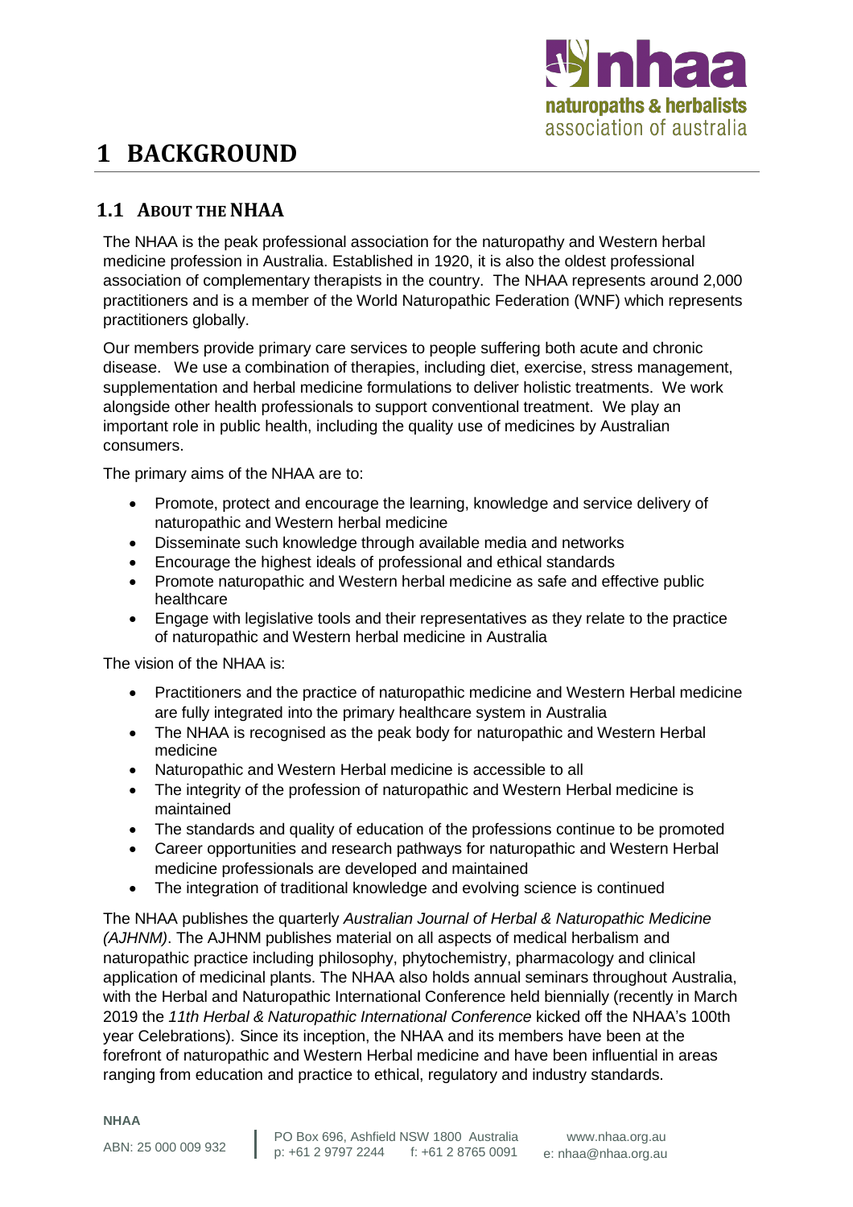# 1 BACKGROUND

## 1.1 ABOUT THE NHAA

The NHAA is the peak professional association for the naturopathy and Western herbal medicine profession in Australia. Established in 1920, it is also the oldest professional association of complementary therapists in the country. The NHAA represents around 2,000 practitioners and is a member of the World Naturopathic Federation (WNF) which represents practitioners globally.

Our members provide primary care services to people suffering both acute and chronic disease. We use a combination of therapies, including diet, exercise, stress management, supplementation and herbal medicine formulations to deliver holistic treatments. We work alongside other health professionals to support conventional treatment. We play an important role in public health, including the quality use of medicines by Australian consumers.

The primary aims of the NHAA are to:

- Promote, protect and encourage the learning, knowledge and service delivery of naturopathic and Western herbal medicine
- Disseminate such knowledge through available media and networks
- Encourage the highest ideals of professional and ethical standards
- Promote naturopathic and Western herbal medicine as safe and effective public healthcare
- Engage with legislative tools and their representatives as they relate to the practice of naturopathic and Western herbal medicine in Australia

The vision of the NHAA is:

- Practitioners and the practice of naturopathic medicine and Western Herbal medicine are fully integrated into the primary healthcare system in Australia
- The NHAA is recognised as the peak body for naturopathic and Western Herbal medicine
- Naturopathic and Western Herbal medicine is accessible to all
- The integrity of the profession of naturopathic and Western Herbal medicine is maintained
- The standards and quality of education of the professions continue to be promoted
- Career opportunities and research pathways for naturopathic and Western Herbal medicine professionals are developed and maintained
- The integration of traditional knowledge and evolving science is continued

The NHAA publishes the quarterly *Australian Journal of Herbal & Naturopathic Medicine (AJHNM)*. The AJHNM publishes material on all aspects of medical herbalism and naturopathic practice including philosophy, phytochemistry, pharmacology and clinical application of medicinal plants. The NHAA also holds annual seminars throughout Australia, with the Herbal and Naturopathic International Conference held biennially (recently in March 2019 the *11th Herbal & Naturopathic International Conference* kicked off the NHAA's 100th year Celebrations). Since its inception, the NHAA and its members have been at the forefront of naturopathic and Western Herbal medicine and have been influential in areas ranging from education and practice to ethical, regulatory and industry standards.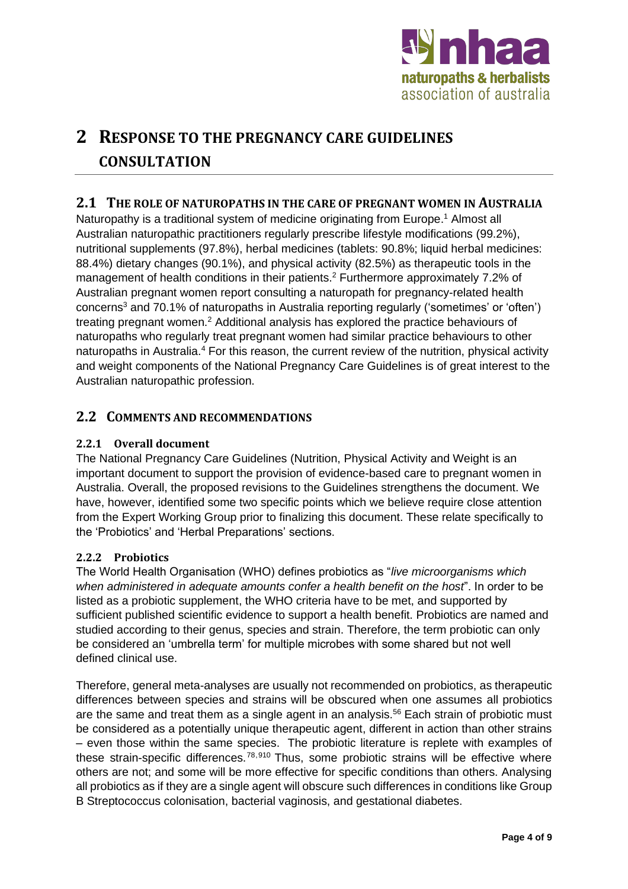# 2 Response to the Pregnancy Care Guidelines Consultation

## 2.1 The role of naturopaths in the care of pregnant women in Australia

Naturopathy is a traditional system of medicine originating from Europe.[1] Almost all Australian naturopathic practitioners regularly prescribe lifestyle modifications (99.2%), nutritional supplements (97.8%), herbal medicines (tablets: 90.8%; liquid herbal medicines: 88.4%) dietary changes (90.1%), and physical activity (82.5%) as therapeutic tools in the management of health conditions in their patients.[2] Furthermore approximately 7.2% of Australian pregnant women report consulting a naturopath for pregnancy-related health concerns[3] and 70.1% of naturopaths in Australia reporting regularly ('sometimes' or 'often') treating pregnant women.[2] Additional analysis has explored the practice behaviours of naturopaths who regularly treat pregnant women had similar practice behaviours to other naturopaths in Australia.[4] For this reason, the current review of the nutrition, physical activity and weight components of the National Pregnancy Care Guidelines is of great interest to the Australian naturopathic profession.

## 2.2 Comments and recommendations

### 2.2.1 Overall document

The National Pregnancy Care Guidelines (Nutrition, Physical Activity and Weight is an important document to support the provision of evidence-based care to pregnant women in Australia. Overall, the proposed revisions to the Guidelines strengthens the document. We have, however, identified some two specific points which we believe require close attention from the Expert Working Group prior to finalizing this document. These relate specifically to the 'Probiotics' and 'Herbal Preparations' sections.

### 2.2.2 Probiotics

The World Health Organisation (WHO) defines probiotics as "*live microorganisms which when administered in adequate amounts confer a health benefit on the host*". In order to be listed as a probiotic supplement, the WHO criteria have to be met, and supported by sufficient published scientific evidence to support a health benefit. Probiotics are named and studied according to their genus, species and strain. Therefore, the term probiotic can only be considered an 'umbrella term' for multiple microbes with some shared but not well defined clinical use.

Therefore, general meta-analyses are usually not recommended on probiotics, as therapeutic differences between species and strains will be obscured when one assumes all probiotics are the same and treat them as a single agent in an analysis.[5,6] Each strain of probiotic must be considered as a potentially unique therapeutic agent, different in action than other strains – even those within the same species. The probiotic literature is replete with examples of these strain-specific differences.[7,8,9,10] Thus, some probiotic strains will be effective where others are not; and some will be more effective for specific conditions than others. Analysing all probiotics as if they are a single agent will obscure such differences in conditions like Group B Streptococcus colonisation, bacterial vaginosis, and gestational diabetes.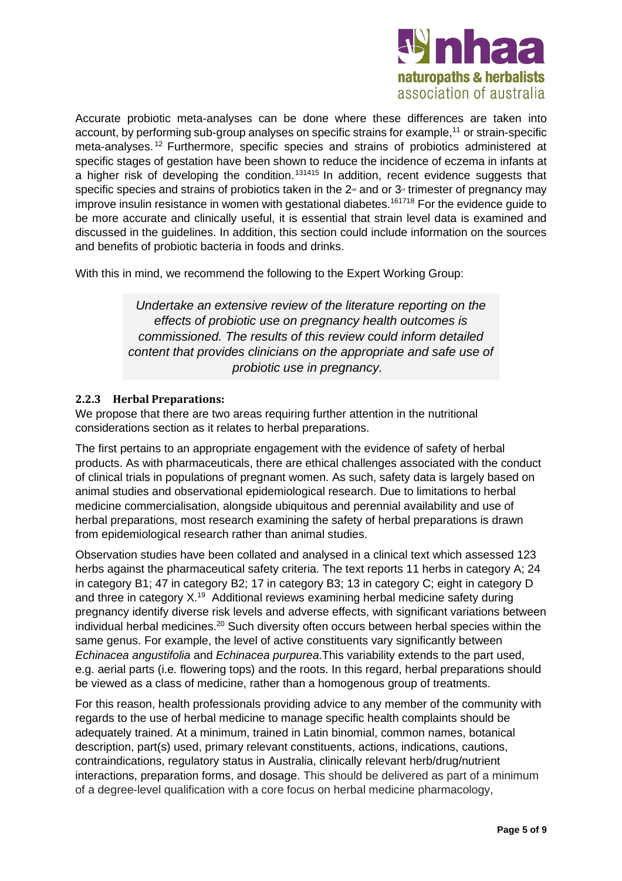Accurate probiotic meta-analyses can be done where these differences are taken into account, by performing sub-group analyses on specific strains for example,[11] or strain-specific meta-analyses.[12] Furthermore, specific species and strains of probiotics administered at specific stages of gestation have been shown to reduce the incidence of eczema in infants at a higher risk of developing the condition.[13][14][15] In addition, recent evidence suggests that specific species and strains of probiotics taken in the 2nd and or 3rd trimester of pregnancy may improve insulin resistance in women with gestational diabetes.[16][17][18] For the evidence guide to be more accurate and clinically useful, it is essential that strain level data is examined and discussed in the guidelines. In addition, this section could include information on the sources and benefits of probiotic bacteria in foods and drinks.

With this in mind, we recommend the following to the Expert Working Group:

> *Undertake an extensive review of the literature reporting on the effects of probiotic use on pregnancy health outcomes is commissioned. The results of this review could inform detailed content that provides clinicians on the appropriate and safe use of probiotic use in pregnancy.*

### 2.2.3 Herbal Preparations:

We propose that there are two areas requiring further attention in the nutritional considerations section as it relates to herbal preparations.

The first pertains to an appropriate engagement with the evidence of safety of herbal products. As with pharmaceuticals, there are ethical challenges associated with the conduct of clinical trials in populations of pregnant women. As such, safety data is largely based on animal studies and observational epidemiological research. Due to limitations to herbal medicine commercialisation, alongside ubiquitous and perennial availability and use of herbal preparations, most research examining the safety of herbal preparations is drawn from epidemiological research rather than animal studies.

Observation studies have been collated and analysed in a clinical text which assessed 123 herbs against the pharmaceutical safety criteria. The text reports 11 herbs in category A; 24 in category B1; 47 in category B2; 17 in category B3; 13 in category C; eight in category D and three in category X.[19] Additional reviews examining herbal medicine safety during pregnancy identify diverse risk levels and adverse effects, with significant variations between individual herbal medicines.[20] Such diversity often occurs between herbal species within the same genus. For example, the level of active constituents vary significantly between *Echinacea angustifolia* and *Echinacea purpurea*.This variability extends to the part used, e.g. aerial parts (i.e. flowering tops) and the roots. In this regard, herbal preparations should be viewed as a class of medicine, rather than a homogenous group of treatments.

For this reason, health professionals providing advice to any member of the community with regards to the use of herbal medicine to manage specific health complaints should be adequately trained. At a minimum, trained in Latin binomial, common names, botanical description, part(s) used, primary relevant constituents, actions, indications, cautions, contraindications, regulatory status in Australia, clinically relevant herb/drug/nutrient interactions, preparation forms, and dosage. This should be delivered as part of a minimum of a degree-level qualification with a core focus on herbal medicine pharmacology,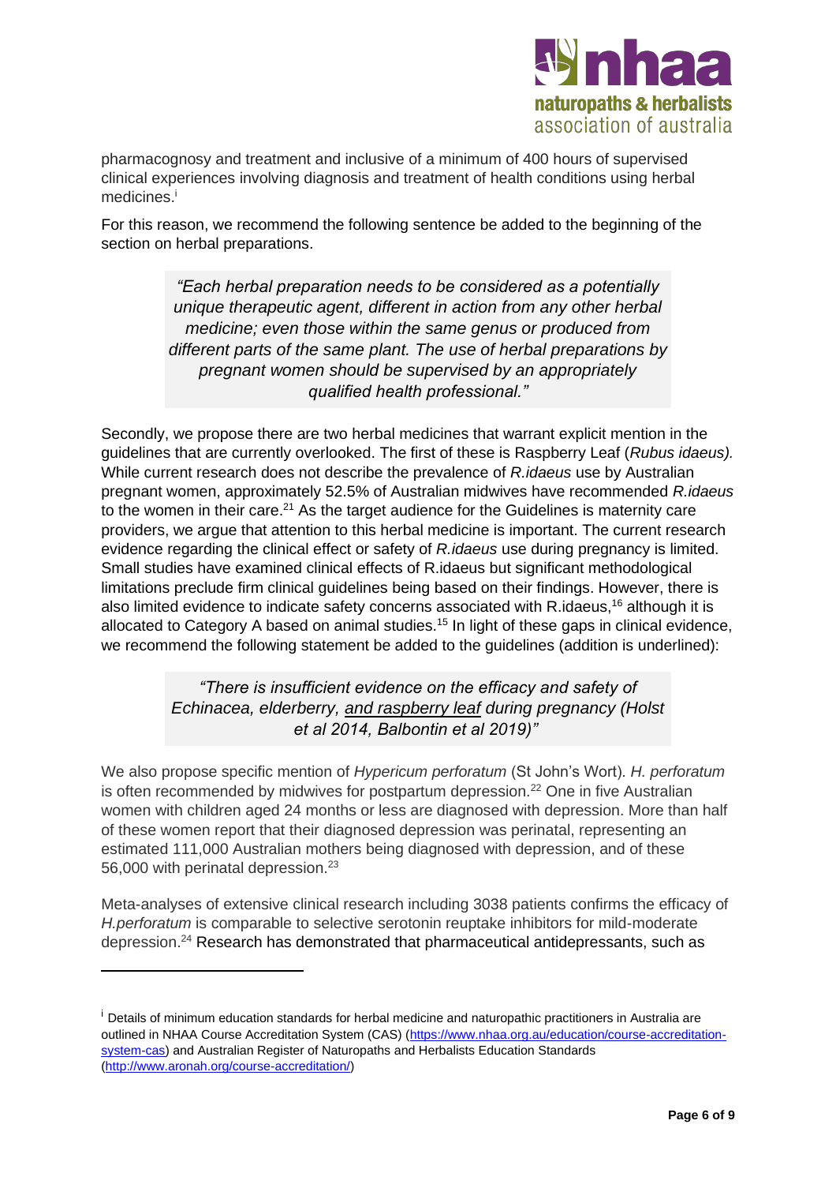pharmacognosy and treatment and inclusive of a minimum of 400 hours of supervised clinical experiences involving diagnosis and treatment of health conditions using herbal medicines.[i]

For this reason, we recommend the following sentence be added to the beginning of the section on herbal preparations.

> *"Each herbal preparation needs to be considered as a potentially unique therapeutic agent, different in action from any other herbal medicine; even those within the same genus or produced from different parts of the same plant. The use of herbal preparations by pregnant women should be supervised by an appropriately qualified health professional."*

Secondly, we propose there are two herbal medicines that warrant explicit mention in the guidelines that are currently overlooked. The first of these is Raspberry Leaf (*Rubus idaeus).* While current research does not describe the prevalence of *R.idaeus* use by Australian pregnant women, approximately 52.5% of Australian midwives have recommended *R.idaeus* to the women in their care.[21] As the target audience for the Guidelines is maternity care providers, we argue that attention to this herbal medicine is important. The current research evidence regarding the clinical effect or safety of *R.idaeus* use during pregnancy is limited. Small studies have examined clinical effects of R.idaeus but significant methodological limitations preclude firm clinical guidelines being based on their findings. However, there is also limited evidence to indicate safety concerns associated with R.idaeus,[16] although it is allocated to Category A based on animal studies.[15] In light of these gaps in clinical evidence, we recommend the following statement be added to the guidelines (addition is underlined):

> *"There is insufficient evidence on the efficacy and safety of Echinacea, elderberry, <u>and raspberry leaf</u> during pregnancy (Holst et al 2014, Balbontin et al 2019)"*

We also propose specific mention of *Hypericum perforatum* (St John's Wort). *H. perforatum* is often recommended by midwives for postpartum depression.[22] One in five Australian women with children aged 24 months or less are diagnosed with depression. More than half of these women report that their diagnosed depression was perinatal, representing an estimated 111,000 Australian mothers being diagnosed with depression, and of these 56,000 with perinatal depression.[23]

Meta-analyses of extensive clinical research including 3038 patients confirms the efficacy of *H.perforatum* is comparable to selective serotonin reuptake inhibitors for mild-moderate depression.[24] Research has demonstrated that pharmaceutical antidepressants, such as

---

[i] Details of minimum education standards for herbal medicine and naturopathic practitioners in Australia are outlined in NHAA Course Accreditation System (CAS) (https://www.nhaa.org.au/education/course-accreditation-system-cas) and Australian Register of Naturopaths and Herbalists Education Standards (http://www.aronah.org/course-accreditation/)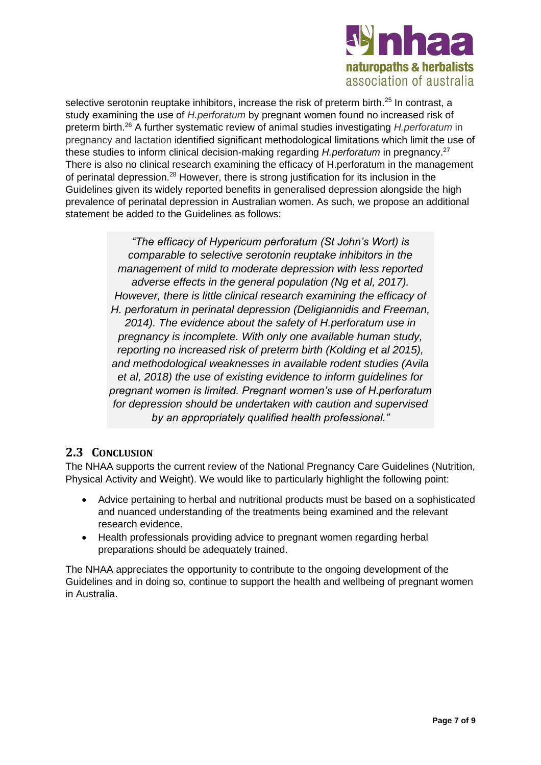selective serotonin reuptake inhibitors, increase the risk of preterm birth.[25] In contrast, a study examining the use of *H.perforatum* by pregnant women found no increased risk of preterm birth.[26] A further systematic review of animal studies investigating *H.perforatum* in pregnancy and lactation identified significant methodological limitations which limit the use of these studies to inform clinical decision-making regarding *H.perforatum* in pregnancy.[27] There is also no clinical research examining the efficacy of H.perforatum in the management of perinatal depression.[28] However, there is strong justification for its inclusion in the Guidelines given its widely reported benefits in generalised depression alongside the high prevalence of perinatal depression in Australian women. As such, we propose an additional statement be added to the Guidelines as follows:

> *"The efficacy of Hypericum perforatum (St John's Wort) is comparable to selective serotonin reuptake inhibitors in the management of mild to moderate depression with less reported adverse effects in the general population (Ng et al, 2017). However, there is little clinical research examining the efficacy of H. perforatum in perinatal depression (Deligiannidis and Freeman, 2014). The evidence about the safety of H.perforatum use in pregnancy is incomplete. With only one available human study, reporting no increased risk of preterm birth (Kolding et al 2015), and methodological weaknesses in available rodent studies (Avila et al, 2018) the use of existing evidence to inform guidelines for pregnant women is limited. Pregnant women's use of H.perforatum for depression should be undertaken with caution and supervised by an appropriately qualified health professional."*

## 2.3 Conclusion

The NHAA supports the current review of the National Pregnancy Care Guidelines (Nutrition, Physical Activity and Weight). We would like to particularly highlight the following point:

- Advice pertaining to herbal and nutritional products must be based on a sophisticated and nuanced understanding of the treatments being examined and the relevant research evidence.
- Health professionals providing advice to pregnant women regarding herbal preparations should be adequately trained.

The NHAA appreciates the opportunity to contribute to the ongoing development of the Guidelines and in doing so, continue to support the health and wellbeing of pregnant women in Australia.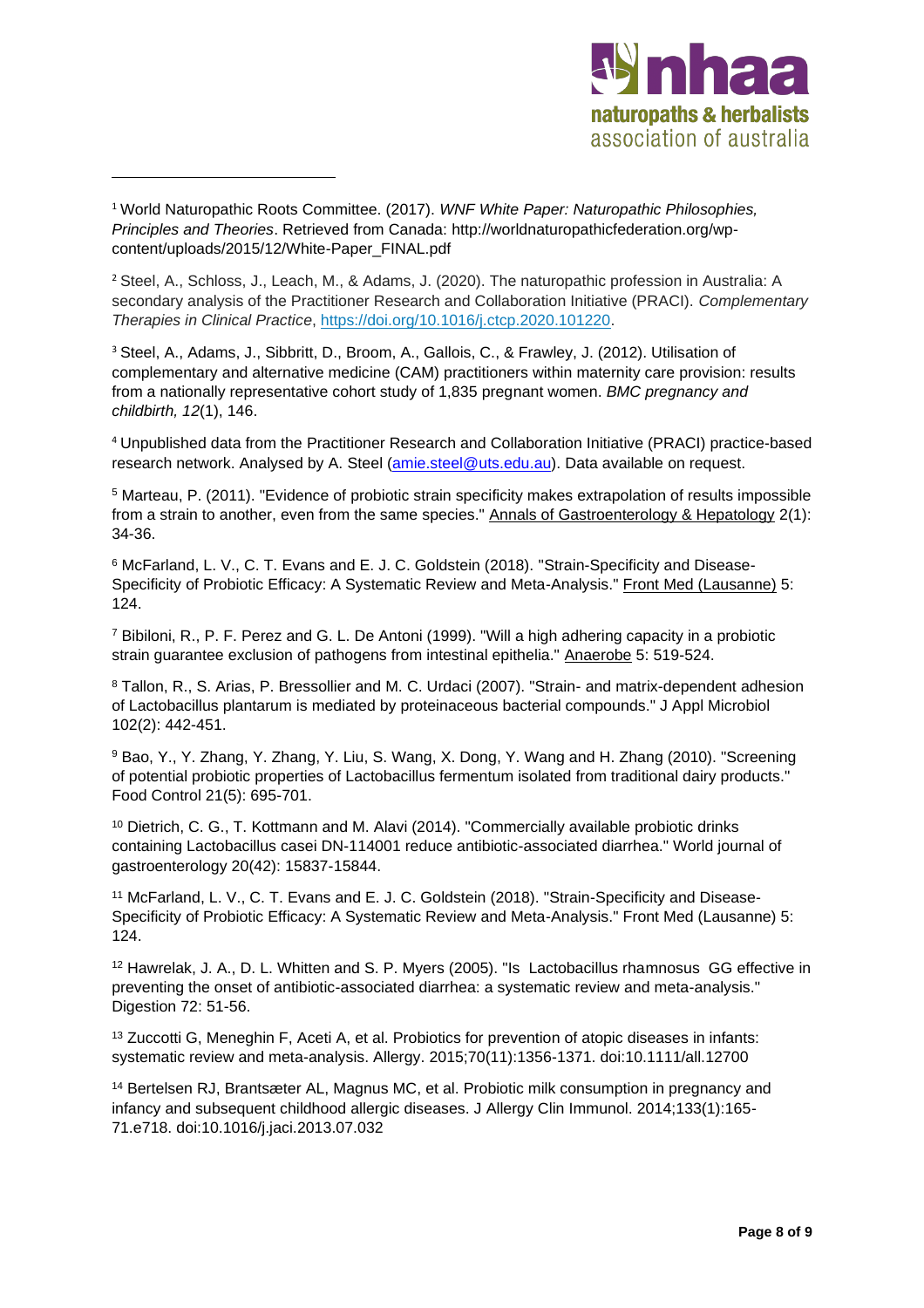[1] World Naturopathic Roots Committee. (2017). *WNF White Paper: Naturopathic Philosophies, Principles and Theories*. Retrieved from Canada: http://worldnaturopathicfederation.org/wp-content/uploads/2015/12/White-Paper_FINAL.pdf

[2] Steel, A., Schloss, J., Leach, M., & Adams, J. (2020). The naturopathic profession in Australia: A secondary analysis of the Practitioner Research and Collaboration Initiative (PRACI). *Complementary Therapies in Clinical Practice*, https://doi.org/10.1016/j.ctcp.2020.101220.

[3] Steel, A., Adams, J., Sibbritt, D., Broom, A., Gallois, C., & Frawley, J. (2012). Utilisation of complementary and alternative medicine (CAM) practitioners within maternity care provision: results from a nationally representative cohort study of 1,835 pregnant women. *BMC pregnancy and childbirth, 12*(1), 146.

[4] Unpublished data from the Practitioner Research and Collaboration Initiative (PRACI) practice-based research network. Analysed by A. Steel (amie.steel@uts.edu.au). Data available on request.

[5] Marteau, P. (2011). "Evidence of probiotic strain specificity makes extrapolation of results impossible from a strain to another, even from the same species." Annals of Gastroenterology & Hepatology 2(1): 34-36.

[6] McFarland, L. V., C. T. Evans and E. J. C. Goldstein (2018). "Strain-Specificity and Disease-Specificity of Probiotic Efficacy: A Systematic Review and Meta-Analysis." Front Med (Lausanne) 5: 124.

[7] Bibiloni, R., P. F. Perez and G. L. De Antoni (1999). "Will a high adhering capacity in a probiotic strain guarantee exclusion of pathogens from intestinal epithelia." Anaerobe 5: 519-524.

[8] Tallon, R., S. Arias, P. Bressollier and M. C. Urdaci (2007). "Strain- and matrix-dependent adhesion of Lactobacillus plantarum is mediated by proteinaceous bacterial compounds." J Appl Microbiol 102(2): 442-451.

[9] Bao, Y., Y. Zhang, Y. Zhang, Y. Liu, S. Wang, X. Dong, Y. Wang and H. Zhang (2010). "Screening of potential probiotic properties of Lactobacillus fermentum isolated from traditional dairy products." Food Control 21(5): 695-701.

[10] Dietrich, C. G., T. Kottmann and M. Alavi (2014). "Commercially available probiotic drinks containing Lactobacillus casei DN-114001 reduce antibiotic-associated diarrhea." World journal of gastroenterology 20(42): 15837-15844.

[11] McFarland, L. V., C. T. Evans and E. J. C. Goldstein (2018). "Strain-Specificity and Disease-Specificity of Probiotic Efficacy: A Systematic Review and Meta-Analysis." Front Med (Lausanne) 5: 124.

[12] Hawrelak, J. A., D. L. Whitten and S. P. Myers (2005). "Is Lactobacillus rhamnosus GG effective in preventing the onset of antibiotic-associated diarrhea: a systematic review and meta-analysis." Digestion 72: 51-56.

[13] Zuccotti G, Meneghin F, Aceti A, et al. Probiotics for prevention of atopic diseases in infants: systematic review and meta-analysis. Allergy. 2015;70(11):1356-1371. doi:10.1111/all.12700

[14] Bertelsen RJ, Brantsæter AL, Magnus MC, et al. Probiotic milk consumption in pregnancy and infancy and subsequent childhood allergic diseases. J Allergy Clin Immunol. 2014;133(1):165-71.e718. doi:10.1016/j.jaci.2013.07.032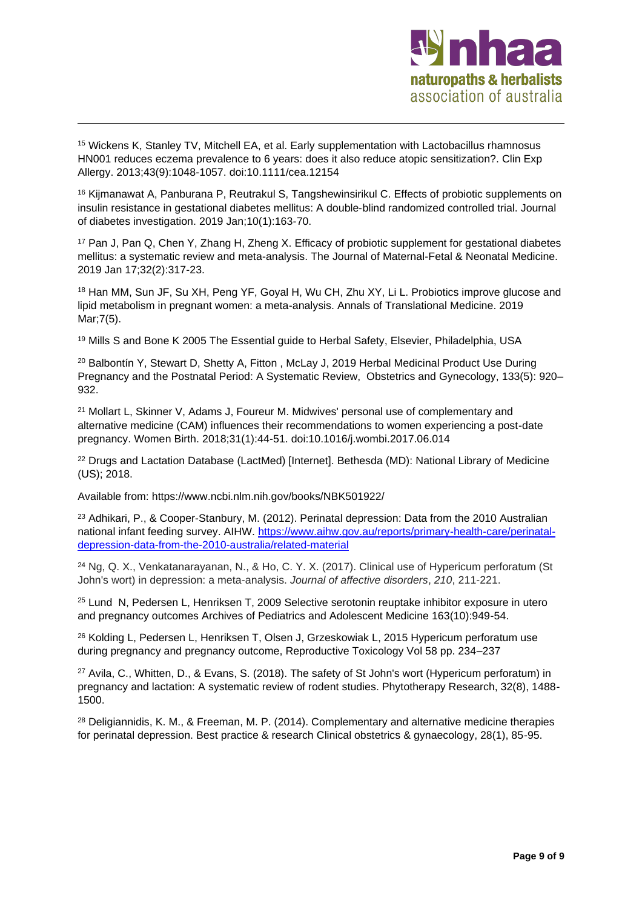[15] Wickens K, Stanley TV, Mitchell EA, et al. Early supplementation with Lactobacillus rhamnosus HN001 reduces eczema prevalence to 6 years: does it also reduce atopic sensitization?. Clin Exp Allergy. 2013;43(9):1048-1057. doi:10.1111/cea.12154

[16] Kijmanawat A, Panburana P, Reutrakul S, Tangshewinsirikul C. Effects of probiotic supplements on insulin resistance in gestational diabetes mellitus: A double‐blind randomized controlled trial. Journal of diabetes investigation. 2019 Jan;10(1):163-70.

[17] Pan J, Pan Q, Chen Y, Zhang H, Zheng X. Efficacy of probiotic supplement for gestational diabetes mellitus: a systematic review and meta-analysis. The Journal of Maternal-Fetal & Neonatal Medicine. 2019 Jan 17;32(2):317-23.

[18] Han MM, Sun JF, Su XH, Peng YF, Goyal H, Wu CH, Zhu XY, Li L. Probiotics improve glucose and lipid metabolism in pregnant women: a meta-analysis. Annals of Translational Medicine. 2019 Mar;7(5).

[19] Mills S and Bone K 2005 The Essential guide to Herbal Safety, Elsevier, Philadelphia, USA

[20] Balbontín Y, Stewart D, Shetty A, Fitton , McLay J, 2019 Herbal Medicinal Product Use During Pregnancy and the Postnatal Period: A Systematic Review, Obstetrics and Gynecology, 133(5): 920–932.

[21] Mollart L, Skinner V, Adams J, Foureur M. Midwives' personal use of complementary and alternative medicine (CAM) influences their recommendations to women experiencing a post-date pregnancy. Women Birth. 2018;31(1):44-51. doi:10.1016/j.wombi.2017.06.014

[22] Drugs and Lactation Database (LactMed) [Internet]. Bethesda (MD): National Library of Medicine (US); 2018.

Available from: https://www.ncbi.nlm.nih.gov/books/NBK501922/

[23] Adhikari, P., & Cooper-Stanbury, M. (2012). Perinatal depression: Data from the 2010 Australian national infant feeding survey. AIHW. https://www.aihw.gov.au/reports/primary-health-care/perinatal-depression-data-from-the-2010-australia/related-material

[24] Ng, Q. X., Venkatanarayanan, N., & Ho, C. Y. X. (2017). Clinical use of Hypericum perforatum (St John's wort) in depression: a meta-analysis. *Journal of affective disorders*, *210*, 211-221.

[25] Lund N, Pedersen L, Henriksen T, 2009 Selective serotonin reuptake inhibitor exposure in utero and pregnancy outcomes Archives of Pediatrics and Adolescent Medicine 163(10):949-54.

[26] Kolding L, Pedersen L, Henriksen T, Olsen J, Grzeskowiak L, 2015 Hypericum perforatum use during pregnancy and pregnancy outcome, Reproductive Toxicology Vol 58 pp. 234–237

[27] Avila, C., Whitten, D., & Evans, S. (2018). The safety of St John's wort (Hypericum perforatum) in pregnancy and lactation: A systematic review of rodent studies. Phytotherapy Research, 32(8), 1488-1500.

[28] Deligiannidis, K. M., & Freeman, M. P. (2014). Complementary and alternative medicine therapies for perinatal depression. Best practice & research Clinical obstetrics & gynaecology, 28(1), 85-95.